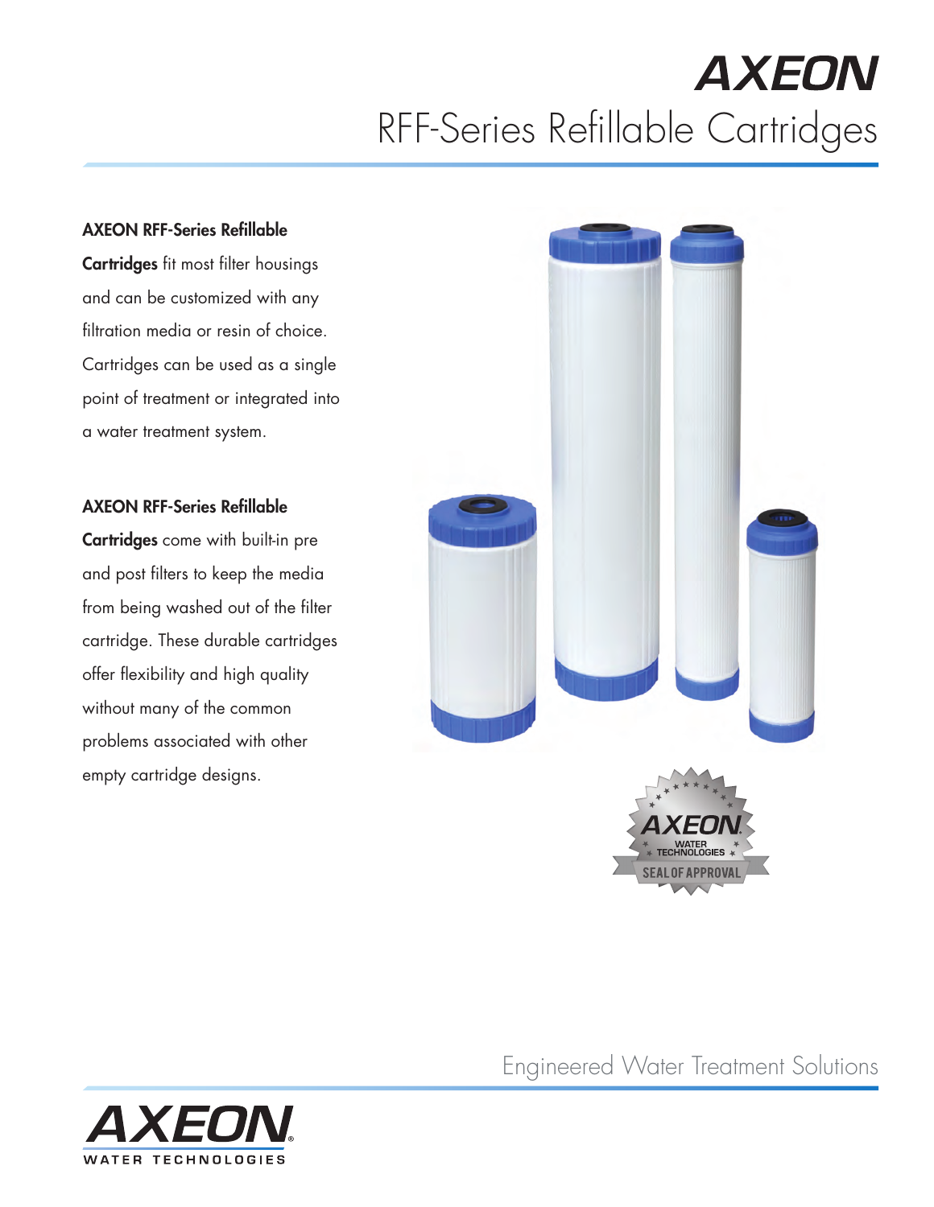# AXEON

## RFF-Series Refillable Cartridges

**AXEON RFF-Series Refillable Cartridges** fit most filter housings and can be customized with any filtration media or resin of choice. Cartridges can be used as a single point of treatment or integrated into a water treatment system.

**AXEON RFF-Series Refillable Cartridges** come with built-in pre and post filters to keep the media from being washed out of the filter cartridge. These durable cartridges offer flexibility and high quality without many of the common problems associated with other empty cartridge designs.

AXEON WATER TECHNOLOGIES SEAL OF APPROVAL

Engineered Water Treatment Solutions

AXEON® WATER TECHNOLOGIES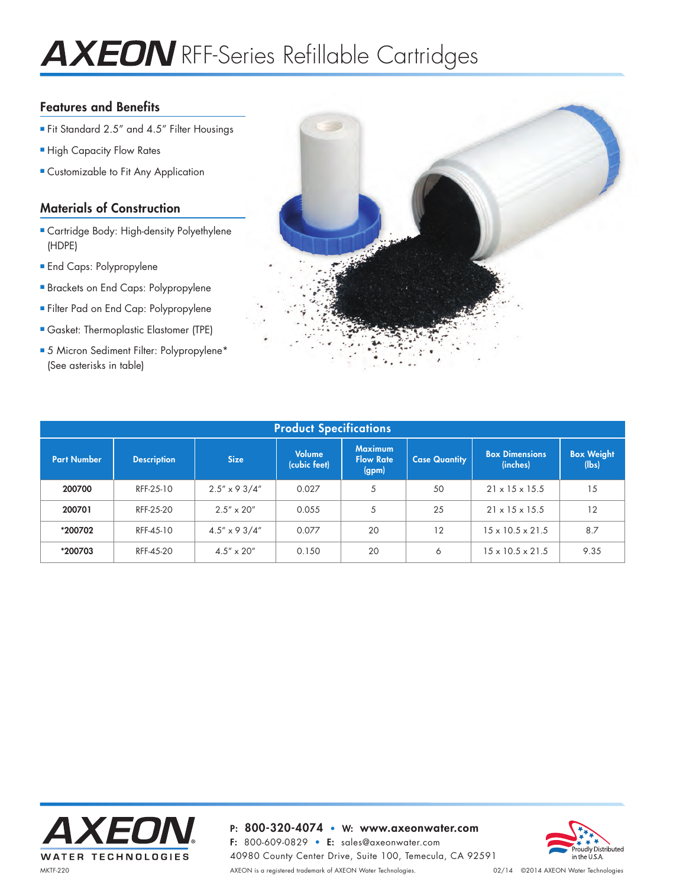# AXEON RFF-Series Refillable Cartridges

## Features and Benefits

- Fit Standard 2.5" and 4.5" Filter Housings
- High Capacity Flow Rates
- Customizable to Fit Any Application

## Materials of Construction

- Cartridge Body: High-density Polyethylene (HDPE)
- End Caps: Polypropylene
- Brackets on End Caps: Polypropylene
- Filter Pad on End Cap: Polypropylene
- Gasket: Thermoplastic Elastomer (TPE)
- 5 Micron Sediment Filter: Polypropylene* (See asterisks in table)

## Product Specifications

| Part Number | Description | Size | Volume (cubic feet) | Maximum Flow Rate (gpm) | Case Quantity | Box Dimensions (inches) | Box Weight (lbs) |
|---|---|---|---|---|---|---|---|
| **200700** | RFF-25-10 | 2.5" x 9 3/4" | 0.027 | 5 | 50 | 21 x 15 x 15.5 | 15 |
| **200701** | RFF-25-20 | 2.5" x 20" | 0.055 | 5 | 25 | 21 x 15 x 15.5 | 12 |
| ***200702** | RFF-45-10 | 4.5" x 9 3/4" | 0.077 | 20 | 12 | 15 x 10.5 x 21.5 | 8.7 |
| ***200703** | RFF-45-20 | 4.5" x 20" | 0.150 | 20 | 6 | 15 x 10.5 x 21.5 | 9.35 |

AXEON WATER TECHNOLOGIES

**P: 800-320-4074** • **W: www.axeonwater.com**
**F:** 800-609-0829 • **E:** sales@axeonwater.com
40980 County Center Drive, Suite 100, Temecula, CA 92591

Proudly Distributed in the U.S.A.

MKTF-220

AXEON is a registered trademark of AXEON Water Technologies. 02/14 ©2014 AXEON Water Technologies